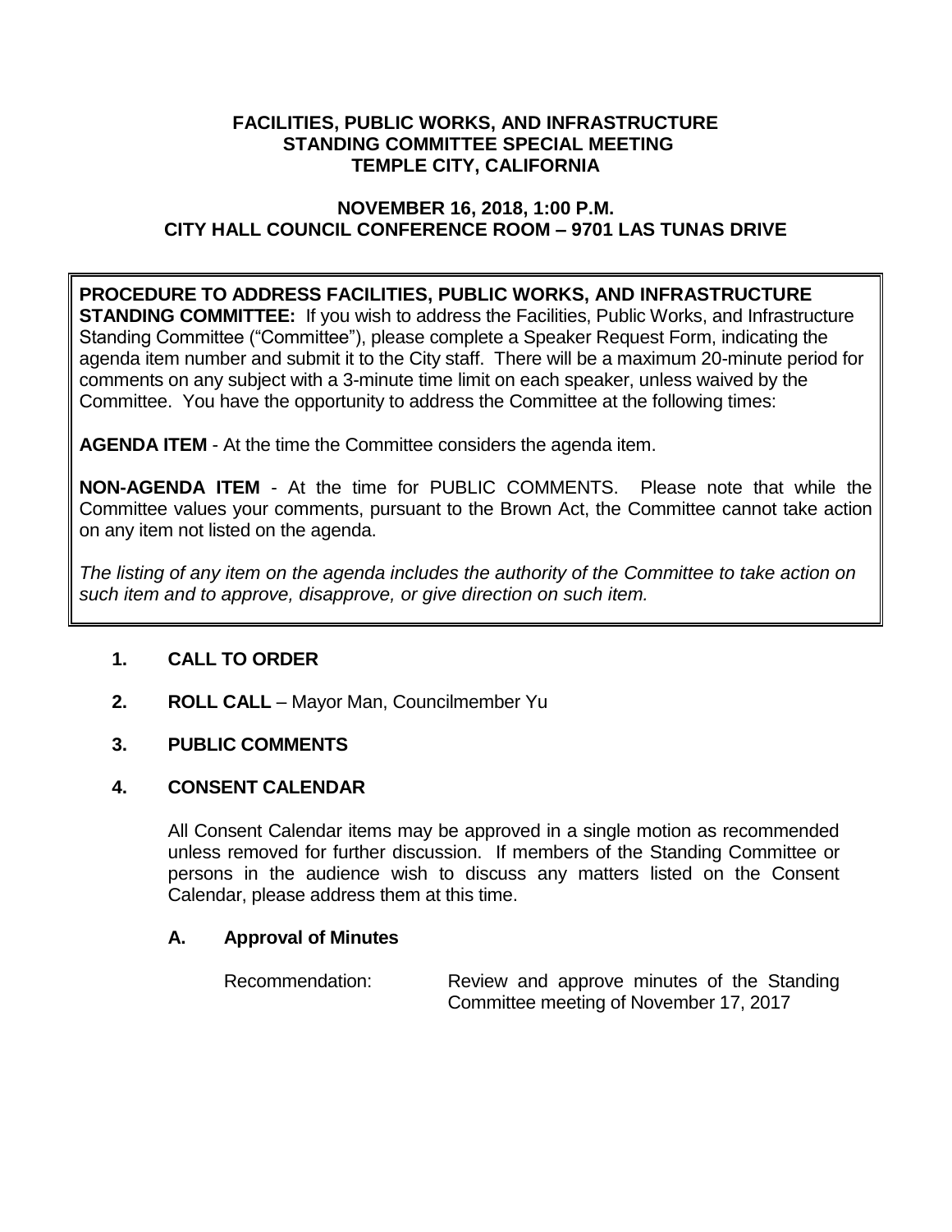# FACILITIES, PUBLIC WORKS, AND INFRASTRUCTURE STANDING COMMITTEE SPECIAL MEETING TEMPLE CITY, CALIFORNIA

## NOVEMBER 16, 2018, 1:00 P.M. CITY HALL COUNCIL CONFERENCE ROOM – 9701 LAS TUNAS DRIVE

**PROCEDURE TO ADDRESS FACILITIES, PUBLIC WORKS, AND INFRASTRUCTURE STANDING COMMITTEE:** If you wish to address the Facilities, Public Works, and Infrastructure Standing Committee ("Committee"), please complete a Speaker Request Form, indicating the agenda item number and submit it to the City staff. There will be a maximum 20-minute period for comments on any subject with a 3-minute time limit on each speaker, unless waived by the Committee. You have the opportunity to address the Committee at the following times:

**AGENDA ITEM** - At the time the Committee considers the agenda item.

**NON-AGENDA ITEM** - At the time for PUBLIC COMMENTS. Please note that while the Committee values your comments, pursuant to the Brown Act, the Committee cannot take action on any item not listed on the agenda.

*The listing of any item on the agenda includes the authority of the Committee to take action on such item and to approve, disapprove, or give direction on such item.*

**1. CALL TO ORDER**

**2. ROLL CALL** – Mayor Man, Councilmember Yu

**3. PUBLIC COMMENTS**

**4. CONSENT CALENDAR**

All Consent Calendar items may be approved in a single motion as recommended unless removed for further discussion. If members of the Standing Committee or persons in the audience wish to discuss any matters listed on the Consent Calendar, please address them at this time.

**A. Approval of Minutes**

Recommendation: Review and approve minutes of the Standing Committee meeting of November 17, 2017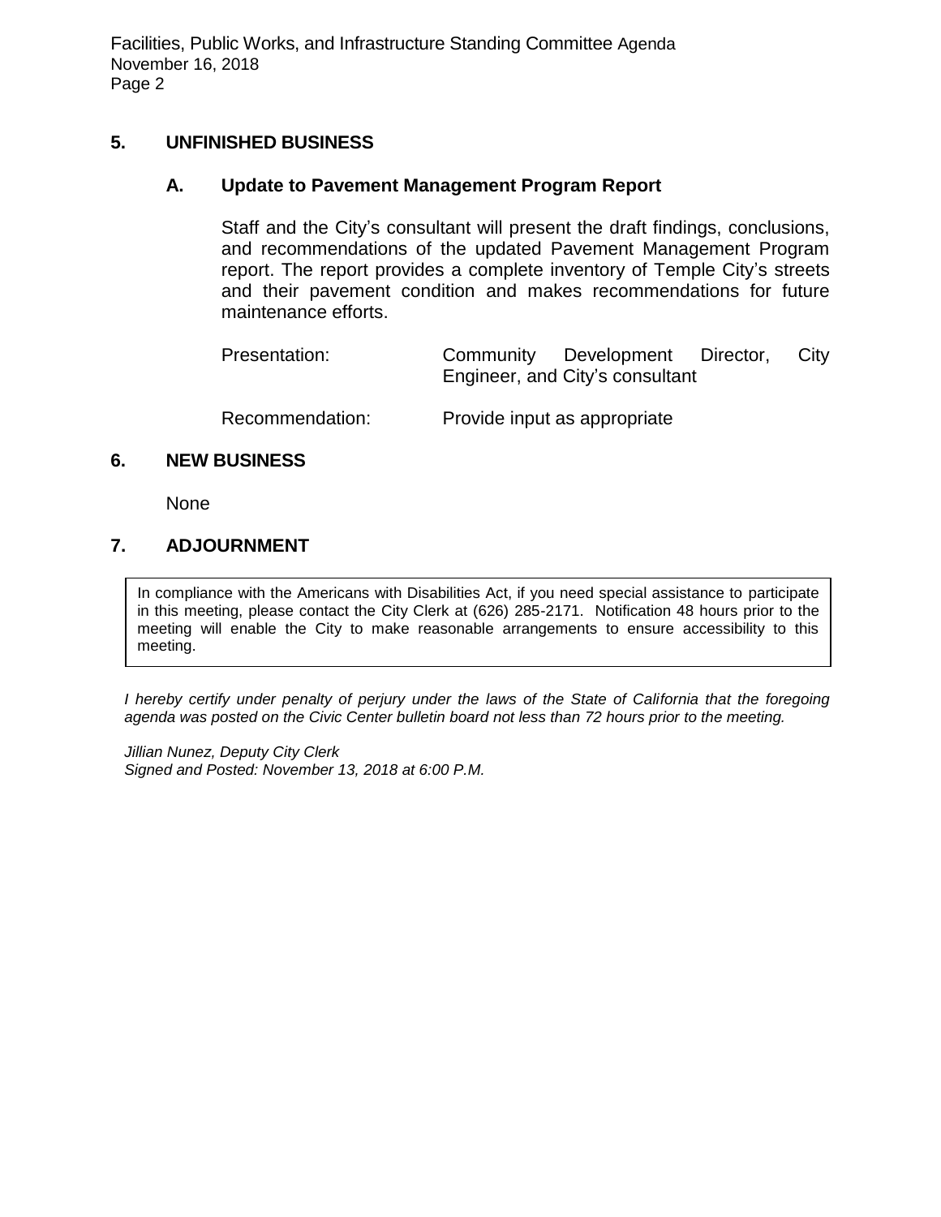## 5. UNFINISHED BUSINESS

### A. Update to Pavement Management Program Report

Staff and the City's consultant will present the draft findings, conclusions, and recommendations of the updated Pavement Management Program report. The report provides a complete inventory of Temple City's streets and their pavement condition and makes recommendations for future maintenance efforts.

Presentation: Community Development Director, City Engineer, and City's consultant

Recommendation: Provide input as appropriate

## 6. NEW BUSINESS

None

## 7. ADJOURNMENT

In compliance with the Americans with Disabilities Act, if you need special assistance to participate in this meeting, please contact the City Clerk at (626) 285-2171. Notification 48 hours prior to the meeting will enable the City to make reasonable arrangements to ensure accessibility to this meeting.

*I hereby certify under penalty of perjury under the laws of the State of California that the foregoing agenda was posted on the Civic Center bulletin board not less than 72 hours prior to the meeting.*

*Jillian Nunez, Deputy City Clerk*
*Signed and Posted: November 13, 2018 at 6:00 P.M.*